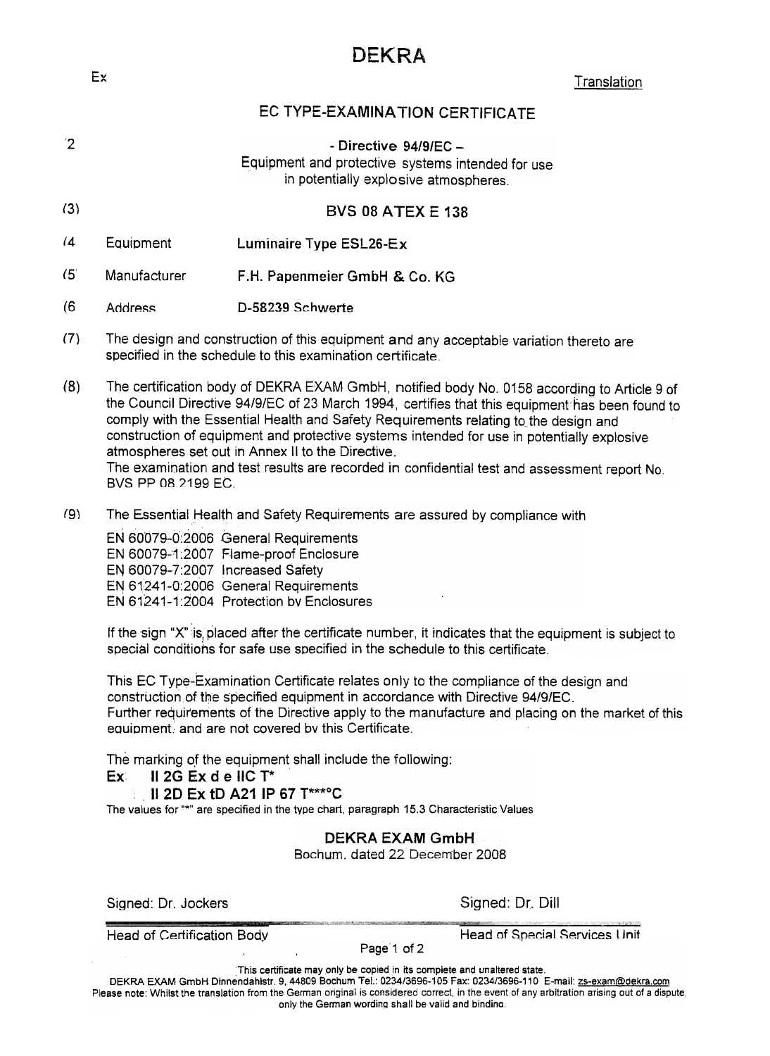# DEKRA

Ex

Translation

## EC TYPE-EXAMINATION CERTIFICATE

(2) - Directive 94/9/EC –
Equipment and protective systems intended for use in potentially explosive atmospheres.

(3) **BVS 08 ATEX E 138**

(4) Equipment **Luminaire Type ESL26-Ex**

(5) Manufacturer **F.H. Papenmeier GmbH & Co. KG**

(6) Address D-58239 Schwerte

(7) The design and construction of this equipment and any acceptable variation thereto are specified in the schedule to this examination certificate.

(8) The certification body of DEKRA EXAM GmbH, notified body No. 0158 according to Article 9 of the Council Directive 94/9/EC of 23 March 1994, certifies that this equipment has been found to comply with the Essential Health and Safety Requirements relating to the design and construction of equipment and protective systems intended for use in potentially explosive atmospheres set out in Annex II to the Directive.
The examination and test results are recorded in confidential test and assessment report No. BVS PP 08.2199 EC.

(9) The Essential Health and Safety Requirements are assured by compliance with

EN 60079-0:2006 General Requirements
EN 60079-1:2007 Flame-proof Enclosure
EN 60079-7:2007 Increased Safety
EN 61241-0:2006 General Requirements
EN 61241-1:2004 Protection by Enclosures

If the sign "X" is placed after the certificate number, it indicates that the equipment is subject to special conditions for safe use specified in the schedule to this certificate.

This EC Type-Examination Certificate relates only to the compliance of the design and construction of the specified equipment in accordance with Directive 94/9/EC.
Further requirements of the Directive apply to the manufacture and placing on the market of this equipment and are not covered by this Certificate.

The marking of the equipment shall include the following:

**Ex II 2G Ex d e IIC T***

**II 2D Ex tD A21 IP 67 T***°C**

The values for "*" are specified in the type chart, paragraph 15.3 Characteristic Values

**DEKRA EXAM GmbH**
Bochum, dated 22 December 2008

Signed: Dr. Jockers — Head of Certification Body

Signed: Dr. Dill — Head of Special Services Unit

This certificate may only be copied in its complete and unaltered state.
DEKRA EXAM GmbH Dinnendahlstr. 9, 44809 Bochum Tel.: 0234/3696-105 Fax: 0234/3696-110 E-mail: zs-exam@dekra.com
Please note: Whilst the translation from the German original is considered correct, in the event of any arbitration arising out of a dispute, only the German wording shall be valid and binding.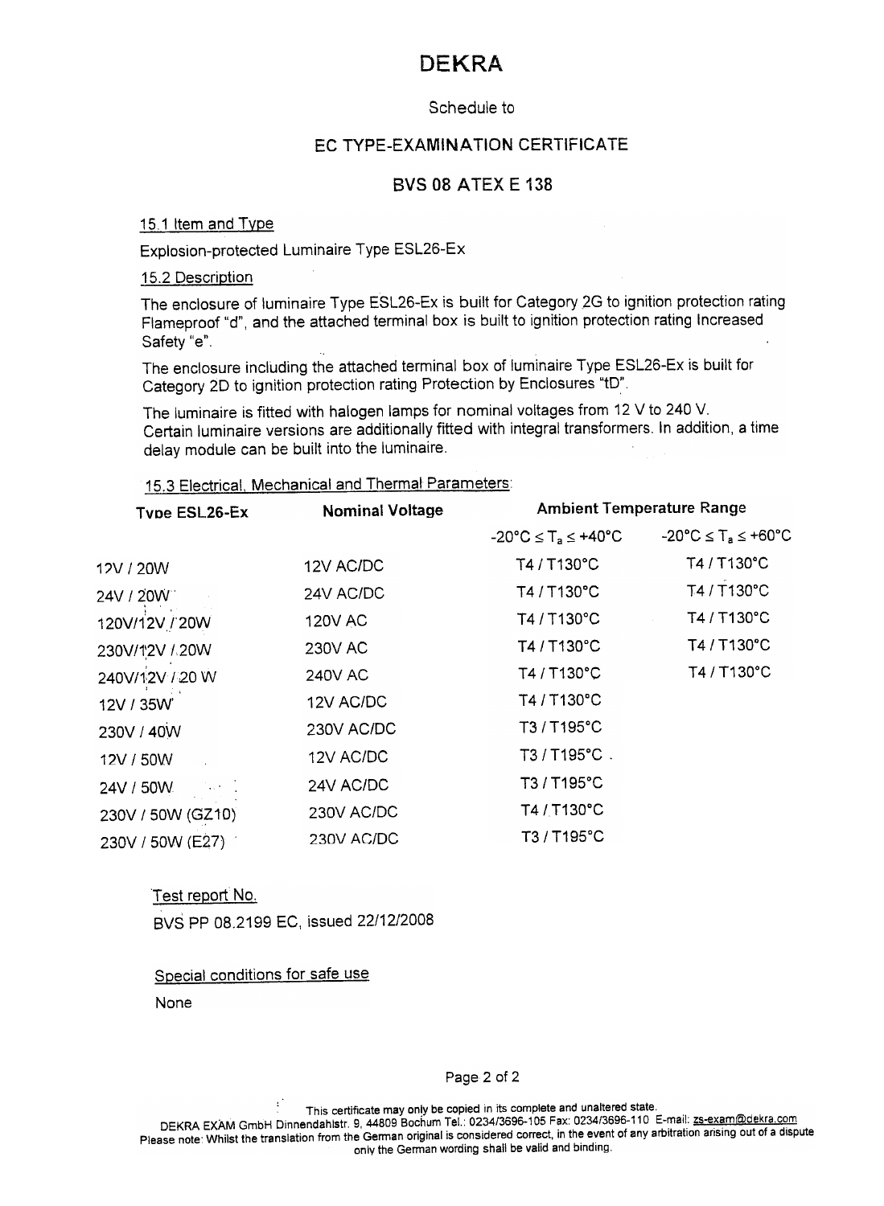# DEKRA

Schedule to

## EC TYPE-EXAMINATION CERTIFICATE

## BVS 08 ATEX E 138

15.1 Item and Type

Explosion-protected Luminaire Type ESL26-Ex

15.2 Description

The enclosure of luminaire Type ESL26-Ex is built for Category 2G to ignition protection rating Flameproof "d", and the attached terminal box is built to ignition protection rating Increased Safety "e".

The enclosure including the attached terminal box of luminaire Type ESL26-Ex is built for Category 2D to ignition protection rating Protection by Enclosures "tD".

The luminaire is fitted with halogen lamps for nominal voltages from 12 V to 240 V. Certain luminaire versions are additionally fitted with integral transformers. In addition, a time delay module can be built into the luminaire.

15.3 Electrical, Mechanical and Thermal Parameters:

| Type ESL26-Ex | Nominal Voltage | Ambient Temperature Range | |
|---|---|---|---|
| | | -20°C ≤ $T_a$ ≤ +40°C | -20°C ≤ $T_a$ ≤ +60°C |
| 12V / 20W | 12V AC/DC | T4 / T130°C | T4 / T130°C |
| 24V / 20W | 24V AC/DC | T4 / T130°C | T4 / T130°C |
| 120V/12V / 20W | 120V AC | T4 / T130°C | T4 / T130°C |
| 230V/12V / 20W | 230V AC | T4 / T130°C | T4 / T130°C |
| 240V/12V / 20 W | 240V AC | T4 / T130°C | T4 / T130°C |
| 12V / 35W | 12V AC/DC | T4 / T130°C | |
| 230V / 40W | 230V AC/DC | T3 / T195°C | |
| 12V / 50W | 12V AC/DC | T3 / T195°C | |
| 24V / 50W | 24V AC/DC | T3 / T195°C | |
| 230V / 50W (GZ10) | 230V AC/DC | T4 / T130°C | |
| 230V / 50W (E27) | 230V AC/DC | T3 / T195°C | |

Test report No.

BVS PP 08.2199 EC, issued 22/12/2008

Special conditions for safe use

None

This certificate may only be copied in its complete and unaltered state.

DEKRA EXAM GmbH Dinnendahlstr. 9, 44809 Bochum Tel.: 0234/3696-105 Fax: 0234/3696-110 E-mail: zs-exam@dekra.com

Please note: Whilst the translation from the German original is considered correct, in the event of any arbitration arising out of a dispute only the German wording shall be valid and binding.